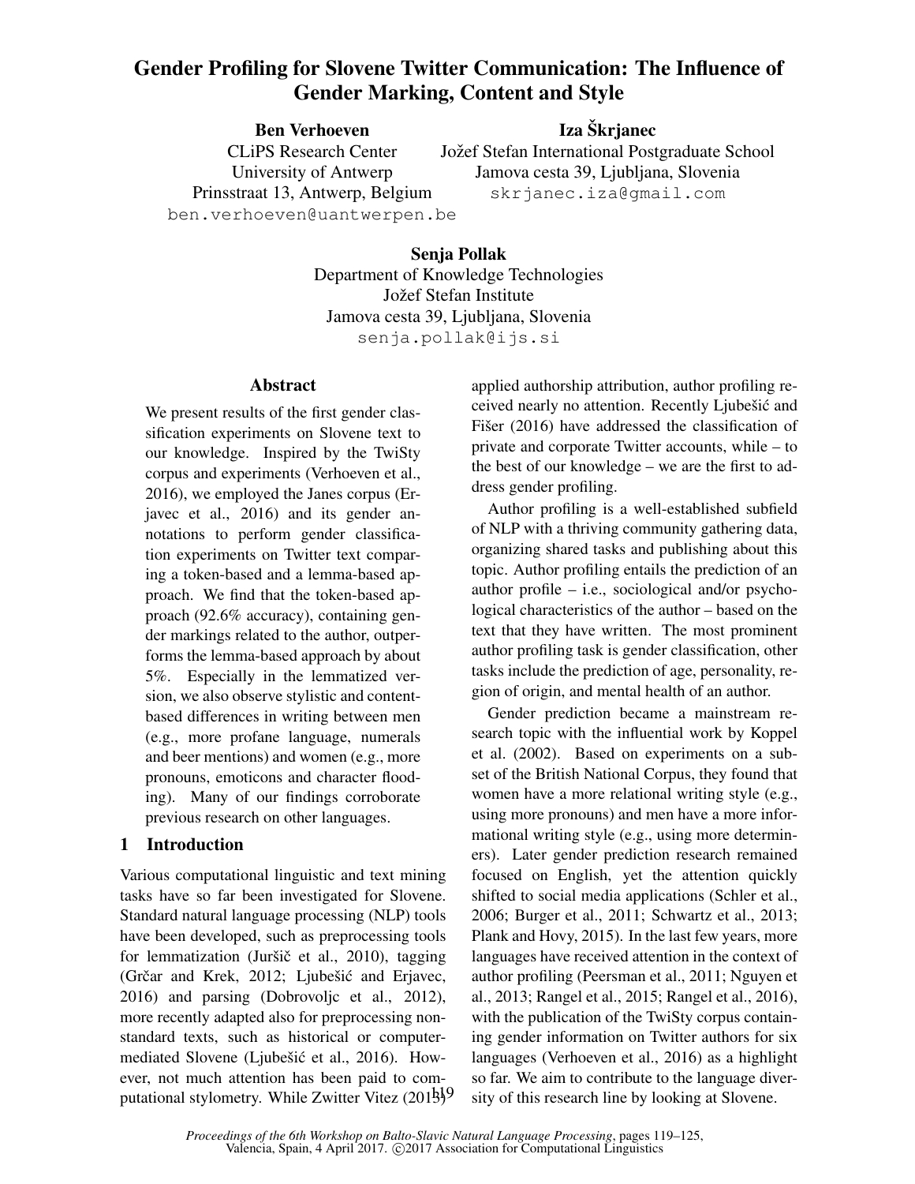# Gender Profiling for Slovene Twitter Communication: The Influence of Gender Marking, Content and Style

**Ben Verhoeven**
CLiPS Research Center
University of Antwerp
Prinsstraat 13, Antwerp, Belgium
ben.verhoeven@uantwerpen.be

**Iza Škrjanec**
Jožef Stefan International Postgraduate School
Jamova cesta 39, Ljubljana, Slovenia
skrjanec.iza@gmail.com

**Senja Pollak**
Department of Knowledge Technologies
Jožef Stefan Institute
Jamova cesta 39, Ljubljana, Slovenia
senja.pollak@ijs.si

## Abstract

We present results of the first gender classification experiments on Slovene text to our knowledge. Inspired by the TwiSty corpus and experiments (Verhoeven et al., 2016), we employed the Janes corpus (Erjavec et al., 2016) and its gender annotations to perform gender classification experiments on Twitter text comparing a token-based and a lemma-based approach. We find that the token-based approach (92.6% accuracy), containing gender markings related to the author, outperforms the lemma-based approach by about 5%. Especially in the lemmatized version, we also observe stylistic and content-based differences in writing between men (e.g., more profane language, numerals and beer mentions) and women (e.g., more pronouns, emoticons and character flooding). Many of our findings corroborate previous research on other languages.

## 1 Introduction

Various computational linguistic and text mining tasks have so far been investigated for Slovene. Standard natural language processing (NLP) tools have been developed, such as preprocessing tools for lemmatization (Juršič et al., 2010), tagging (Grčar and Krek, 2012; Ljubešić and Erjavec, 2016) and parsing (Dobrovoljc et al., 2012), more recently adapted also for preprocessing non-standard texts, such as historical or computer-mediated Slovene (Ljubešić et al., 2016). However, not much attention has been paid to computational stylometry. While Zwitter Vitez (2013) applied authorship attribution, author profiling received nearly no attention. Recently Ljubešić and Fišer (2016) have addressed the classification of private and corporate Twitter accounts, while – to the best of our knowledge – we are the first to address gender profiling.

Author profiling is a well-established subfield of NLP with a thriving community gathering data, organizing shared tasks and publishing about this topic. Author profiling entails the prediction of an author profile – i.e., sociological and/or psychological characteristics of the author – based on the text that they have written. The most prominent author profiling task is gender classification, other tasks include the prediction of age, personality, region of origin, and mental health of an author.

Gender prediction became a mainstream research topic with the influential work by Koppel et al. (2002). Based on experiments on a subset of the British National Corpus, they found that women have a more relational writing style (e.g., using more pronouns) and men have a more informational writing style (e.g., using more determiners). Later gender prediction research remained focused on English, yet the attention quickly shifted to social media applications (Schler et al., 2006; Burger et al., 2011; Schwartz et al., 2013; Plank and Hovy, 2015). In the last few years, more languages have received attention in the context of author profiling (Peersman et al., 2011; Nguyen et al., 2013; Rangel et al., 2015; Rangel et al., 2016), with the publication of the TwiSty corpus containing gender information on Twitter authors for six languages (Verhoeven et al., 2016) as a highlight so far. We aim to contribute to the language diversity of this research line by looking at Slovene.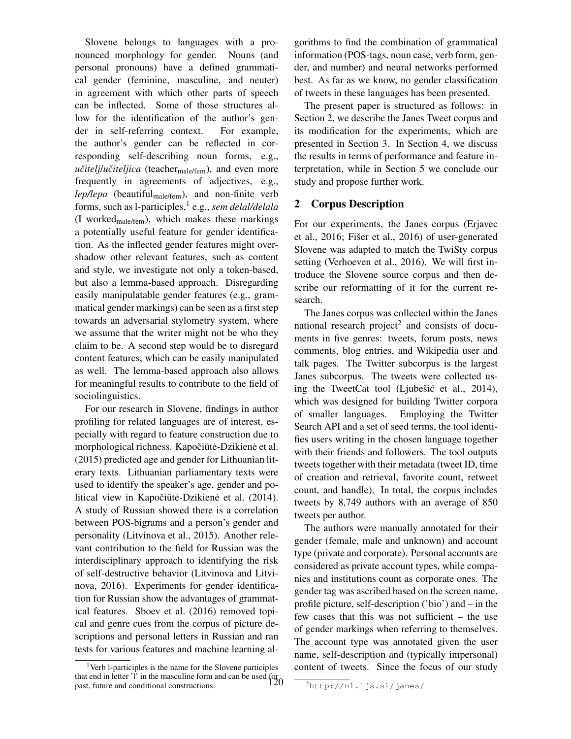Slovene belongs to languages with a pronounced morphology for gender. Nouns (and personal pronouns) have a defined grammatical gender (feminine, masculine, and neuter) in agreement with which other parts of speech can be inflected. Some of those structures allow for the identification of the author's gender in self-referring context. For example, the author's gender can be reflected in corresponding self-describing noun forms, e.g., *učitelj/učiteljica* ($\text{teacher}_{\text{male/fem}}$), and even more frequently in agreements of adjectives, e.g., *lep/lepa* ($\text{beautiful}_{\text{male/fem}}$), and non-finite verb forms, such as l-participles,[1] e.g., *sem delal/delala* ($\text{I worked}_{\text{male/fem}}$), which makes these markings a potentially useful feature for gender identification. As the inflected gender features might overshadow other relevant features, such as content and style, we investigate not only a token-based, but also a lemma-based approach. Disregarding easily manipulatable gender features (e.g., grammatical gender markings) can be seen as a first step towards an adversarial stylometry system, where we assume that the writer might not be who they claim to be. A second step would be to disregard content features, which can be easily manipulated as well. The lemma-based approach also allows for meaningful results to contribute to the field of sociolinguistics.

For our research in Slovene, findings in author profiling for related languages are of interest, especially with regard to feature construction due to morphological richness. Kapočiūtė-Dzikienė et al. (2015) predicted age and gender for Lithuanian literary texts. Lithuanian parliamentary texts were used to identify the speaker's age, gender and political view in Kapočiūtė-Dzikienė et al. (2014). A study of Russian showed there is a correlation between POS-bigrams and a person's gender and personality (Litvinova et al., 2015). Another relevant contribution to the field for Russian was the interdisciplinary approach to identifying the risk of self-destructive behavior (Litvinova and Litvinova, 2016). Experiments for gender identification for Russian show the advantages of grammatical features. Sboev et al. (2016) removed topical and genre cues from the corpus of picture descriptions and personal letters in Russian and ran tests for various features and machine learning algorithms to find the combination of grammatical information (POS-tags, noun case, verb form, gender, and number) and neural networks performed best. As far as we know, no gender classification of tweets in these languages has been presented.

The present paper is structured as follows: in Section 2, we describe the Janes Tweet corpus and its modification for the experiments, which are presented in Section 3. In Section 4, we discuss the results in terms of performance and feature interpretation, while in Section 5 we conclude our study and propose further work.

## 2 Corpus Description

For our experiments, the Janes corpus (Erjavec et al., 2016; Fišer et al., 2016) of user-generated Slovene was adapted to match the TwiSty corpus setting (Verhoeven et al., 2016). We will first introduce the Slovene source corpus and then describe our reformatting of it for the current research.

The Janes corpus was collected within the Janes national research project[2] and consists of documents in five genres: tweets, forum posts, news comments, blog entries, and Wikipedia user and talk pages. The Twitter subcorpus is the largest Janes subcorpus. The tweets were collected using the TweetCat tool (Ljubešić et al., 2014), which was designed for building Twitter corpora of smaller languages. Employing the Twitter Search API and a set of seed terms, the tool identifies users writing in the chosen language together with their friends and followers. The tool outputs tweets together with their metadata (tweet ID, time of creation and retrieval, favorite count, retweet count, and handle). In total, the corpus includes tweets by 8,749 authors with an average of 850 tweets per author.

The authors were manually annotated for their gender (female, male and unknown) and account type (private and corporate). Personal accounts are considered as private account types, while companies and institutions count as corporate ones. The gender tag was ascribed based on the screen name, profile picture, self-description ('bio') and – in the few cases that this was not sufficient – the use of gender markings when referring to themselves. The account type was annotated given the user name, self-description and (typically impersonal) content of tweets. Since the focus of our study

[1] Verb l-participles is the name for the Slovene participles that end in letter 'l' in the masculine form and can be used for past, future and conditional constructions.

[2] http://nl.ijs.si/janes/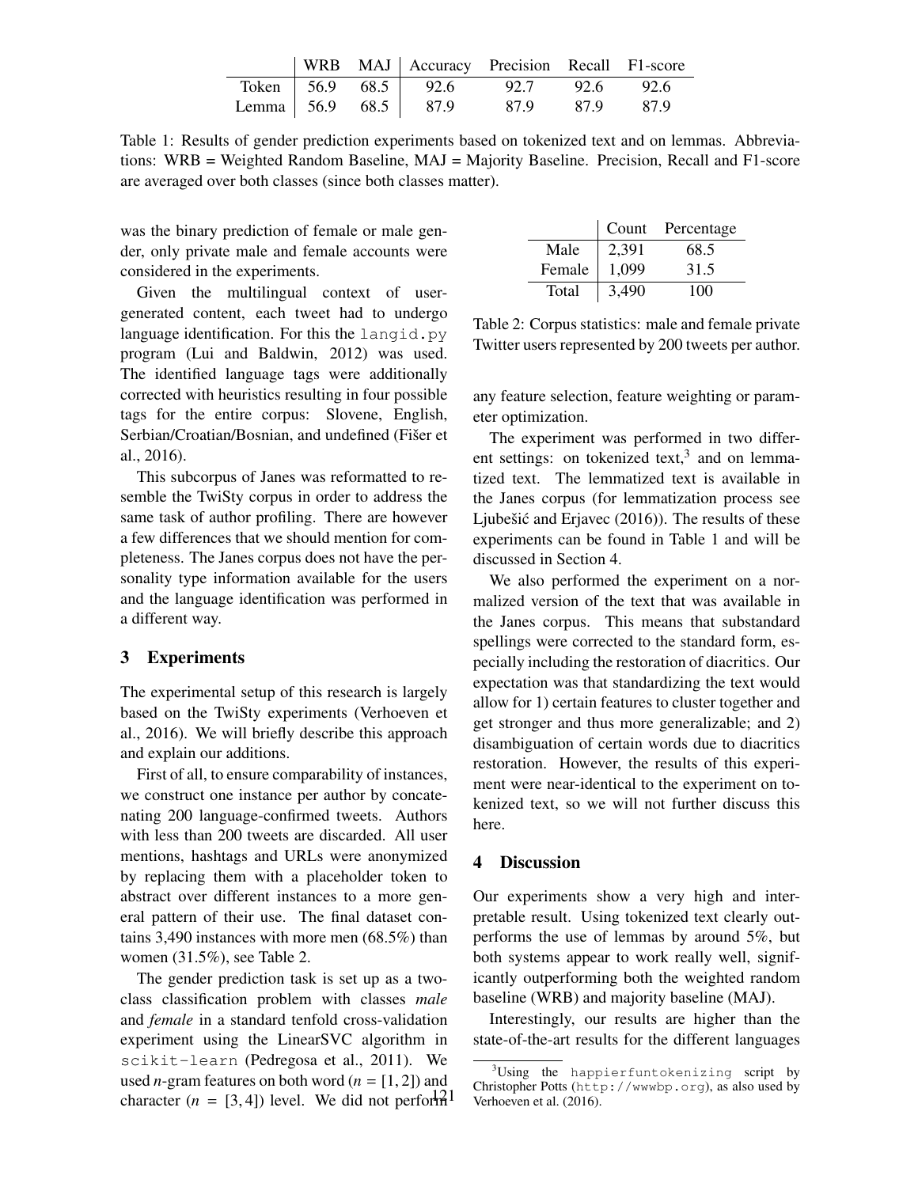|  | WRB | MAJ | Accuracy | Precision | Recall | F1-score |
|---|---|---|---|---|---|---|
| Token | 56.9 | 68.5 | 92.6 | 92.7 | 92.6 | 92.6 |
| Lemma | 56.9 | 68.5 | 87.9 | 87.9 | 87.9 | 87.9 |

Table 1: Results of gender prediction experiments based on tokenized text and on lemmas. Abbreviations: WRB = Weighted Random Baseline, MAJ = Majority Baseline. Precision, Recall and F1-score are averaged over both classes (since both classes matter).

was the binary prediction of female or male gender, only private male and female accounts were considered in the experiments.

Given the multilingual context of user-generated content, each tweet had to undergo language identification. For this the `langid.py` program (Lui and Baldwin, 2012) was used. The identified language tags were additionally corrected with heuristics resulting in four possible tags for the entire corpus: Slovene, English, Serbian/Croatian/Bosnian, and undefined (Fišer et al., 2016).

This subcorpus of Janes was reformatted to resemble the TwiSty corpus in order to address the same task of author profiling. There are however a few differences that we should mention for completeness. The Janes corpus does not have the personality type information available for the users and the language identification was performed in a different way.

## 3 Experiments

The experimental setup of this research is largely based on the TwiSty experiments (Verhoeven et al., 2016). We will briefly describe this approach and explain our additions.

First of all, to ensure comparability of instances, we construct one instance per author by concatenating 200 language-confirmed tweets. Authors with less than 200 tweets are discarded. All user mentions, hashtags and URLs were anonymized by replacing them with a placeholder token to abstract over different instances to a more general pattern of their use. The final dataset contains 3,490 instances with more men (68.5%) than women (31.5%), see Table 2.

The gender prediction task is set up as a two-class classification problem with classes *male* and *female* in a standard tenfold cross-validation experiment using the LinearSVC algorithm in `scikit-learn` (Pedregosa et al., 2011). We used $n$-gram features on both word ($n = [1, 2]$) and character ($n = [3, 4]$) level. We did not perform any feature selection, feature weighting or parameter optimization.

|  | Count | Percentage |
|---|---|---|
| Male | 2,391 | 68.5 |
| Female | 1,099 | 31.5 |
| Total | 3,490 | 100 |

Table 2: Corpus statistics: male and female private Twitter users represented by 200 tweets per author.

The experiment was performed in two different settings: on tokenized text,[3] and on lemmatized text. The lemmatized text is available in the Janes corpus (for lemmatization process see Ljubešić and Erjavec (2016)). The results of these experiments can be found in Table 1 and will be discussed in Section 4.

We also performed the experiment on a normalized version of the text that was available in the Janes corpus. This means that substandard spellings were corrected to the standard form, especially including the restoration of diacritics. Our expectation was that standardizing the text would allow for 1) certain features to cluster together and get stronger and thus more generalizable; and 2) disambiguation of certain words due to diacritics restoration. However, the results of this experiment were near-identical to the experiment on tokenized text, so we will not further discuss this here.

## 4 Discussion

Our experiments show a very high and interpretable result. Using tokenized text clearly outperforms the use of lemmas by around 5%, but both systems appear to work really well, significantly outperforming both the weighted random baseline (WRB) and majority baseline (MAJ).

Interestingly, our results are higher than the state-of-the-art results for the different languages

[3] Using the `happierfuntokenizing` script by Christopher Potts (`http://wwwbp.org`), as also used by Verhoeven et al. (2016).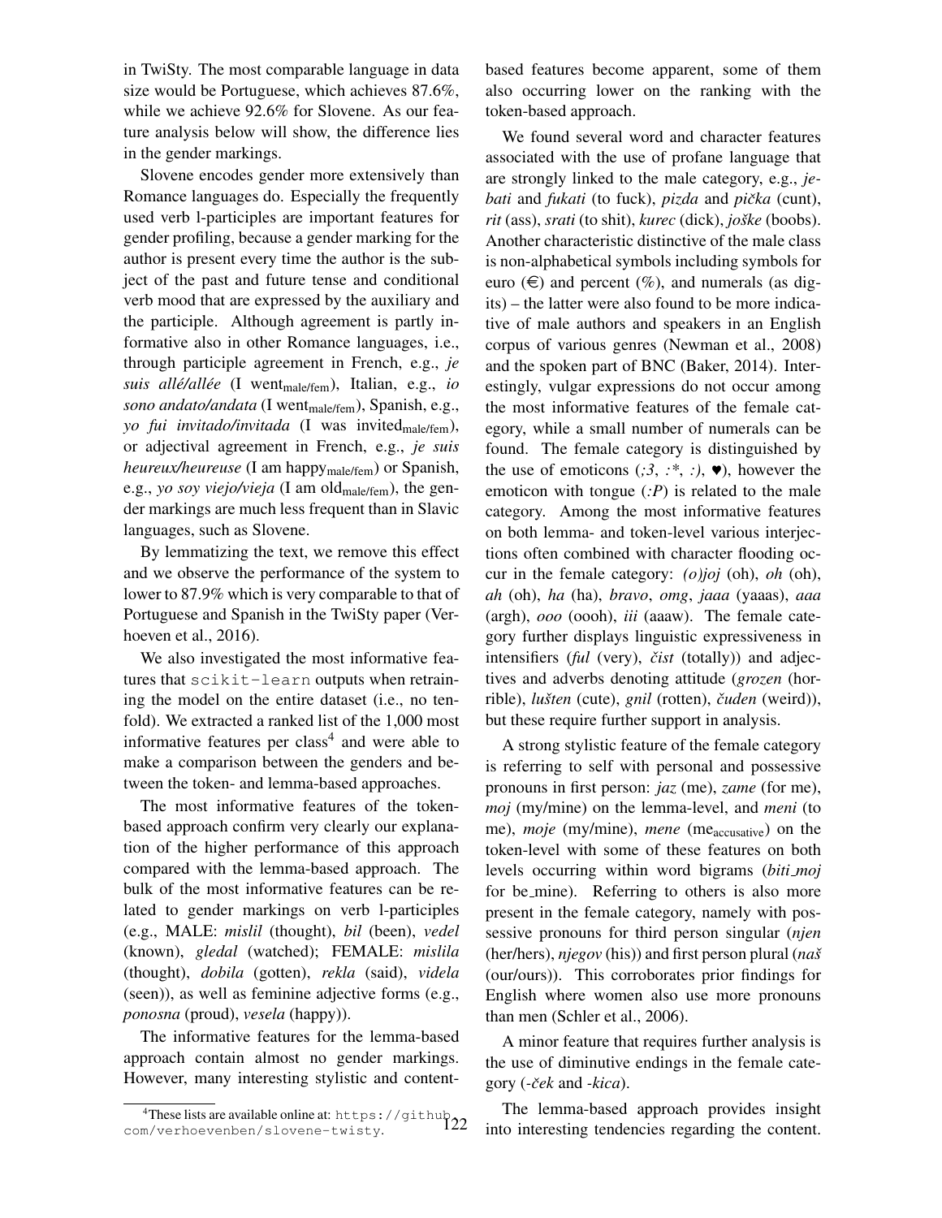in TwiSty. The most comparable language in data size would be Portuguese, which achieves 87.6%, while we achieve 92.6% for Slovene. As our feature analysis below will show, the difference lies in the gender markings.

Slovene encodes gender more extensively than Romance languages do. Especially the frequently used verb l-participles are important features for gender profiling, because a gender marking for the author is present every time the author is the subject of the past and future tense and conditional verb mood that are expressed by the auxiliary and the participle. Although agreement is partly informative also in other Romance languages, i.e., through participle agreement in French, e.g., *je suis allé/allée* (I went$_{\text{male/fem}}$), Italian, e.g., *io sono andato/andata* (I went$_{\text{male/fem}}$), Spanish, e.g., *yo fui invitado/invitada* (I was invited$_{\text{male/fem}}$), or adjectival agreement in French, e.g., *je suis heureux/heureuse* (I am happy$_{\text{male/fem}}$) or Spanish, e.g., *yo soy viejo/vieja* (I am old$_{\text{male/fem}}$), the gender markings are much less frequent than in Slavic languages, such as Slovene.

By lemmatizing the text, we remove this effect and we observe the performance of the system to lower to 87.9% which is very comparable to that of Portuguese and Spanish in the TwiSty paper (Verhoeven et al., 2016).

We also investigated the most informative features that `scikit-learn` outputs when retraining the model on the entire dataset (i.e., no tenfold). We extracted a ranked list of the 1,000 most informative features per class[4] and were able to make a comparison between the genders and between the token- and lemma-based approaches.

The most informative features of the token-based approach confirm very clearly our explanation of the higher performance of this approach compared with the lemma-based approach. The bulk of the most informative features can be related to gender markings on verb l-participles (e.g., MALE: *mislil* (thought), *bil* (been), *vedel* (known), *gledal* (watched); FEMALE: *mislila* (thought), *dobila* (gotten), *rekla* (said), *videla* (seen)), as well as feminine adjective forms (e.g., *ponosna* (proud), *vesela* (happy)).

The informative features for the lemma-based approach contain almost no gender markings. However, many interesting stylistic and content-based features become apparent, some of them also occurring lower on the ranking with the token-based approach.

We found several word and character features associated with the use of profane language that are strongly linked to the male category, e.g., *jebati* and *fukati* (to fuck), *pizda* and *pička* (cunt), *rit* (ass), *srati* (to shit), *kurec* (dick), *joške* (boobs). Another characteristic distinctive of the male class is non-alphabetical symbols including symbols for euro (€) and percent (%), and numerals (as digits) – the latter were also found to be more indicative of male authors and speakers in an English corpus of various genres (Newman et al., 2008) and the spoken part of BNC (Baker, 2014). Interestingly, vulgar expressions do not occur among the most informative features of the female category, while a small number of numerals can be found. The female category is distinguished by the use of emoticons (*;3*, *:\**, *:)*, ♥), however the emoticon with tongue (*:P*) is related to the male category. Among the most informative features on both lemma- and token-level various interjections often combined with character flooding occur in the female category: *(o)joj* (oh), *oh* (oh), *ah* (oh), *ha* (ha), *bravo*, *omg*, *jaaa* (yaaas), *aaa* (argh), *ooo* (oooh), *iii* (aaaw). The female category further displays linguistic expressiveness in intensifiers (*ful* (very), *čist* (totally)) and adjectives and adverbs denoting attitude (*grozen* (horrible), *lušten* (cute), *gnil* (rotten), *čuden* (weird)), but these require further support in analysis.

A strong stylistic feature of the female category is referring to self with personal and possessive pronouns in first person: *jaz* (me), *zame* (for me), *moj* (my/mine) on the lemma-level, and *meni* (to me), *moje* (my/mine), *mene* (me$_{\text{accusative}}$) on the token-level with some of these features on both levels occurring within word bigrams (*biti_moj* for be_mine). Referring to others is also more present in the female category, namely with possessive pronouns for third person singular (*njen* (her/hers), *njegov* (his)) and first person plural (*naš* (our/ours)). This corroborates prior findings for English where women also use more pronouns than men (Schler et al., 2006).

A minor feature that requires further analysis is the use of diminutive endings in the female category (*-ček* and *-kica*).

The lemma-based approach provides insight into interesting tendencies regarding the content.

[4]These lists are available online at: https://github.com/verhoevenben/slovene-twisty.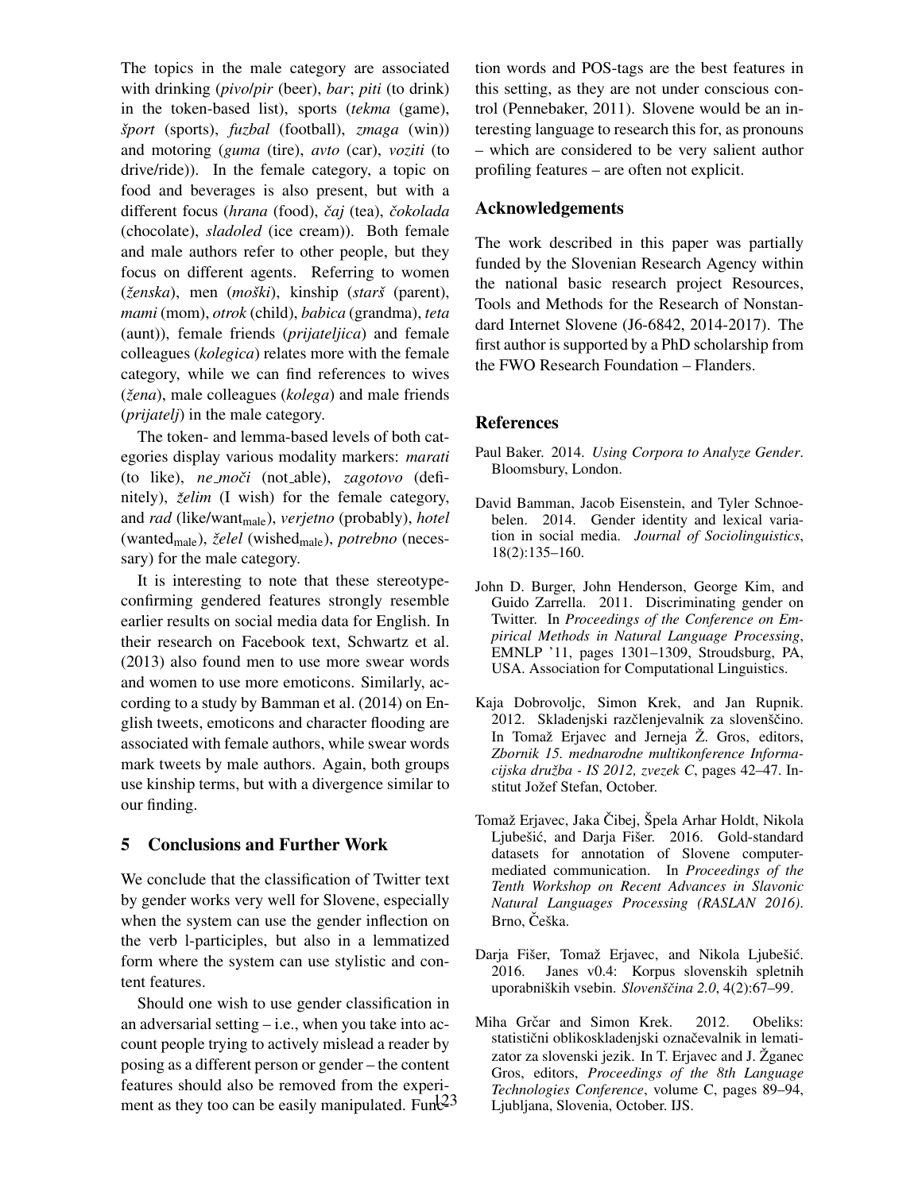The topics in the male category are associated with drinking (*pivo*/*pir* (beer), *bar*; *piti* (to drink) in the token-based list), sports (*tekma* (game), *šport* (sports), *fuzbal* (football), *zmaga* (win)) and motoring (*guma* (tire), *avto* (car), *voziti* (to drive/ride)). In the female category, a topic on food and beverages is also present, but with a different focus (*hrana* (food), *čaj* (tea), *čokolada* (chocolate), *sladoled* (ice cream)). Both female and male authors refer to other people, but they focus on different agents. Referring to women (*ženska*), men (*moški*), kinship (*starš* (parent), *mami* (mom), *otrok* (child), *babica* (grandma), *teta* (aunt)), female friends (*prijateljica*) and female colleagues (*kolegica*) relates more with the female category, while we can find references to wives (*žena*), male colleagues (*kolega*) and male friends (*prijatelj*) in the male category.

The token- and lemma-based levels of both categories display various modality markers: *marati* (to like), *ne_moči* (not_able), *zagotovo* (definitely), *želim* (I wish) for the female category, and *rad* (like/want$_{\text{male}}$), *verjetno* (probably), *hotel* (wanted$_{\text{male}}$), *želel* (wished$_{\text{male}}$), *potrebno* (necessary) for the male category.

It is interesting to note that these stereotype-confirming gendered features strongly resemble earlier results on social media data for English. In their research on Facebook text, Schwartz et al. (2013) also found men to use more swear words and women to use more emoticons. Similarly, according to a study by Bamman et al. (2014) on English tweets, emoticons and character flooding are associated with female authors, while swear words mark tweets by male authors. Again, both groups use kinship terms, but with a divergence similar to our finding.

## 5 Conclusions and Further Work

We conclude that the classification of Twitter text by gender works very well for Slovene, especially when the system can use the gender inflection on the verb l-participles, but also in a lemmatized form where the system can use stylistic and content features.

Should one wish to use gender classification in an adversarial setting – i.e., when you take into account people trying to actively mislead a reader by posing as a different person or gender – the content features should also be removed from the experiment as they too can be easily manipulated. Function words and POS-tags are the best features in this setting, as they are not under conscious control (Pennebaker, 2011). Slovene would be an interesting language to research this for, as pronouns – which are considered to be very salient author profiling features – are often not explicit.

## Acknowledgements

The work described in this paper was partially funded by the Slovenian Research Agency within the national basic research project Resources, Tools and Methods for the Research of Nonstandard Internet Slovene (J6-6842, 2014-2017). The first author is supported by a PhD scholarship from the FWO Research Foundation – Flanders.

## References

Paul Baker. 2014. *Using Corpora to Analyze Gender*. Bloomsbury, London.

David Bamman, Jacob Eisenstein, and Tyler Schnoebelen. 2014. Gender identity and lexical variation in social media. *Journal of Sociolinguistics*, 18(2):135–160.

John D. Burger, John Henderson, George Kim, and Guido Zarrella. 2011. Discriminating gender on Twitter. In *Proceedings of the Conference on Empirical Methods in Natural Language Processing*, EMNLP '11, pages 1301–1309, Stroudsburg, PA, USA. Association for Computational Linguistics.

Kaja Dobrovoljc, Simon Krek, and Jan Rupnik. 2012. Skladenjski razčlenjevalnik za slovenščino. In Tomaž Erjavec and Jerneja Ž. Gros, editors, *Zbornik 15. mednarodne multikonference Informacijska družba - IS 2012, zvezek C*, pages 42–47. Institut Jožef Stefan, October.

Tomaž Erjavec, Jaka Čibej, Špela Arhar Holdt, Nikola Ljubešić, and Darja Fišer. 2016. Gold-standard datasets for annotation of Slovene computer-mediated communication. In *Proceedings of the Tenth Workshop on Recent Advances in Slavonic Natural Languages Processing (RASLAN 2016)*. Brno, Češka.

Darja Fišer, Tomaž Erjavec, and Nikola Ljubešić. 2016. Janes v0.4: Korpus slovenskih spletnih uporabniških vsebin. *Slovenščina 2.0*, 4(2):67–99.

Miha Grčar and Simon Krek. 2012. Obeliks: statistični oblikoskladenjski označevalnik in lematizator za slovenski jezik. In T. Erjavec and J. Žganec Gros, editors, *Proceedings of the 8th Language Technologies Conference*, volume C, pages 89–94, Ljubljana, Slovenia, October. IJS.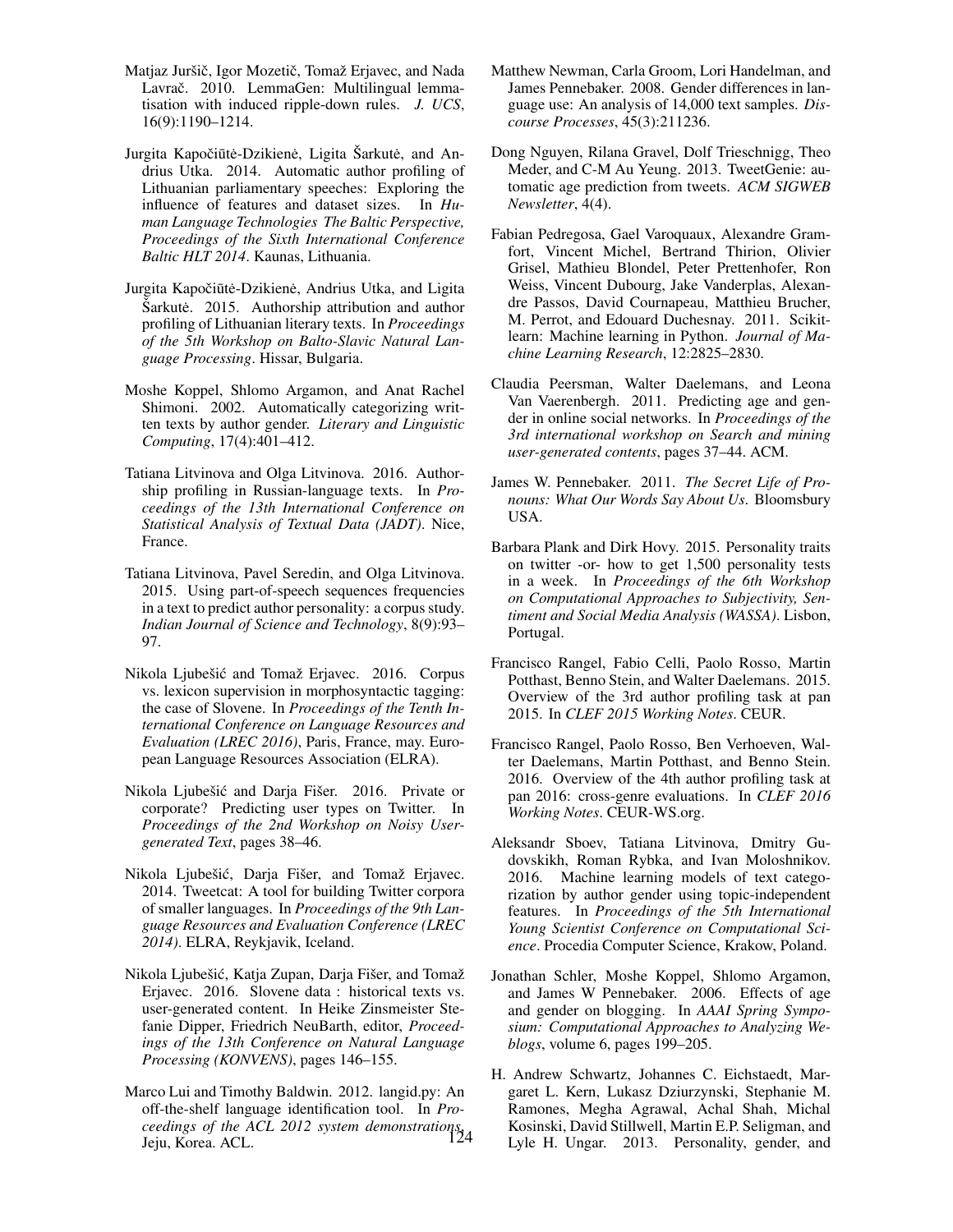Matjaz Juršič, Igor Mozetič, Tomaž Erjavec, and Nada Lavrač. 2010. LemmaGen: Multilingual lemmatisation with induced ripple-down rules. *J. UCS*, 16(9):1190–1214.

Jurgita Kapočiūtė-Dzikienė, Ligita Šarkutė, and Andrius Utka. 2014. Automatic author profiling of Lithuanian parliamentary speeches: Exploring the influence of features and dataset sizes. In *Human Language Technologies The Baltic Perspective, Proceedings of the Sixth International Conference Baltic HLT 2014*. Kaunas, Lithuania.

Jurgita Kapočiūtė-Dzikienė, Andrius Utka, and Ligita Šarkutė. 2015. Authorship attribution and author profiling of Lithuanian literary texts. In *Proceedings of the 5th Workshop on Balto-Slavic Natural Language Processing*. Hissar, Bulgaria.

Moshe Koppel, Shlomo Argamon, and Anat Rachel Shimoni. 2002. Automatically categorizing written texts by author gender. *Literary and Linguistic Computing*, 17(4):401–412.

Tatiana Litvinova and Olga Litvinova. 2016. Authorship profiling in Russian-language texts. In *Proceedings of the 13th International Conference on Statistical Analysis of Textual Data (JADT)*. Nice, France.

Tatiana Litvinova, Pavel Seredin, and Olga Litvinova. 2015. Using part-of-speech sequences frequencies in a text to predict author personality: a corpus study. *Indian Journal of Science and Technology*, 8(9):93–97.

Nikola Ljubešić and Tomaž Erjavec. 2016. Corpus vs. lexicon supervision in morphosyntactic tagging: the case of Slovene. In *Proceedings of the Tenth International Conference on Language Resources and Evaluation (LREC 2016)*, Paris, France, may. European Language Resources Association (ELRA).

Nikola Ljubešić and Darja Fišer. 2016. Private or corporate? Predicting user types on Twitter. In *Proceedings of the 2nd Workshop on Noisy User-generated Text*, pages 38–46.

Nikola Ljubešić, Darja Fišer, and Tomaž Erjavec. 2014. Tweetcat: A tool for building Twitter corpora of smaller languages. In *Proceedings of the 9th Language Resources and Evaluation Conference (LREC 2014)*. ELRA, Reykjavik, Iceland.

Nikola Ljubešić, Katja Zupan, Darja Fišer, and Tomaž Erjavec. 2016. Slovene data : historical texts vs. user-generated content. In Heike Zinsmeister Stefanie Dipper, Friedrich NeuBarth, editor, *Proceedings of the 13th Conference on Natural Language Processing (KONVENS)*, pages 146–155.

Marco Lui and Timothy Baldwin. 2012. langid.py: An off-the-shelf language identification tool. In *Proceedings of the ACL 2012 system demonstrations*. Jeju, Korea. ACL.

Matthew Newman, Carla Groom, Lori Handelman, and James Pennebaker. 2008. Gender differences in language use: An analysis of 14,000 text samples. *Discourse Processes*, 45(3):211236.

Dong Nguyen, Rilana Gravel, Dolf Trieschnigg, Theo Meder, and C-M Au Yeung. 2013. TweetGenie: automatic age prediction from tweets. *ACM SIGWEB Newsletter*, 4(4).

Fabian Pedregosa, Gael Varoquaux, Alexandre Gramfort, Vincent Michel, Bertrand Thirion, Olivier Grisel, Mathieu Blondel, Peter Prettenhofer, Ron Weiss, Vincent Dubourg, Jake Vanderplas, Alexandre Passos, David Cournapeau, Matthieu Brucher, M. Perrot, and Edouard Duchesnay. 2011. Scikit-learn: Machine learning in Python. *Journal of Machine Learning Research*, 12:2825–2830.

Claudia Peersman, Walter Daelemans, and Leona Van Vaerenbergh. 2011. Predicting age and gender in online social networks. In *Proceedings of the 3rd international workshop on Search and mining user-generated contents*, pages 37–44. ACM.

James W. Pennebaker. 2011. *The Secret Life of Pronouns: What Our Words Say About Us*. Bloomsbury USA.

Barbara Plank and Dirk Hovy. 2015. Personality traits on twitter -or- how to get 1,500 personality tests in a week. In *Proceedings of the 6th Workshop on Computational Approaches to Subjectivity, Sentiment and Social Media Analysis (WASSA)*. Lisbon, Portugal.

Francisco Rangel, Fabio Celli, Paolo Rosso, Martin Potthast, Benno Stein, and Walter Daelemans. 2015. Overview of the 3rd author profiling task at pan 2015. In *CLEF 2015 Working Notes*. CEUR.

Francisco Rangel, Paolo Rosso, Ben Verhoeven, Walter Daelemans, Martin Potthast, and Benno Stein. 2016. Overview of the 4th author profiling task at pan 2016: cross-genre evaluations. In *CLEF 2016 Working Notes*. CEUR-WS.org.

Aleksandr Sboev, Tatiana Litvinova, Dmitry Gudovskikh, Roman Rybka, and Ivan Moloshnikov. 2016. Machine learning models of text categorization by author gender using topic-independent features. In *Proceedings of the 5th International Young Scientist Conference on Computational Science*. Procedia Computer Science, Krakow, Poland.

Jonathan Schler, Moshe Koppel, Shlomo Argamon, and James W Pennebaker. 2006. Effects of age and gender on blogging. In *AAAI Spring Symposium: Computational Approaches to Analyzing Weblogs*, volume 6, pages 199–205.

H. Andrew Schwartz, Johannes C. Eichstaedt, Margaret L. Kern, Lukasz Dziurzynski, Stephanie M. Ramones, Megha Agrawal, Achal Shah, Michal Kosinski, David Stillwell, Martin E.P. Seligman, and Lyle H. Ungar. 2013. Personality, gender, and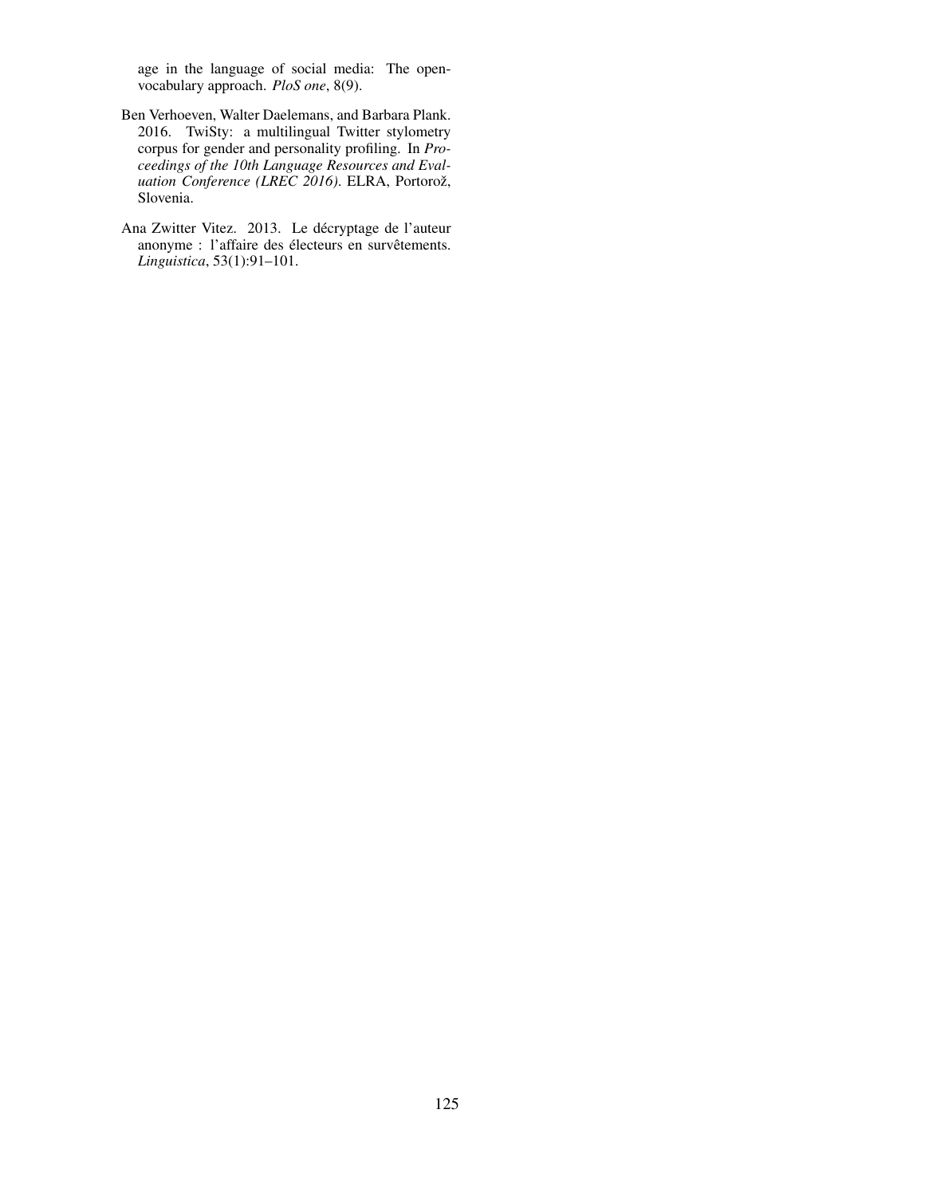age in the language of social media: The open-vocabulary approach. *PloS one*, 8(9).

Ben Verhoeven, Walter Daelemans, and Barbara Plank. 2016. TwiSty: a multilingual Twitter stylometry corpus for gender and personality profiling. In *Proceedings of the 10th Language Resources and Evaluation Conference (LREC 2016)*. ELRA, Portorož, Slovenia.

Ana Zwitter Vitez. 2013. Le décryptage de l'auteur anonyme : l'affaire des électeurs en survêtements. *Linguistica*, 53(1):91–101.